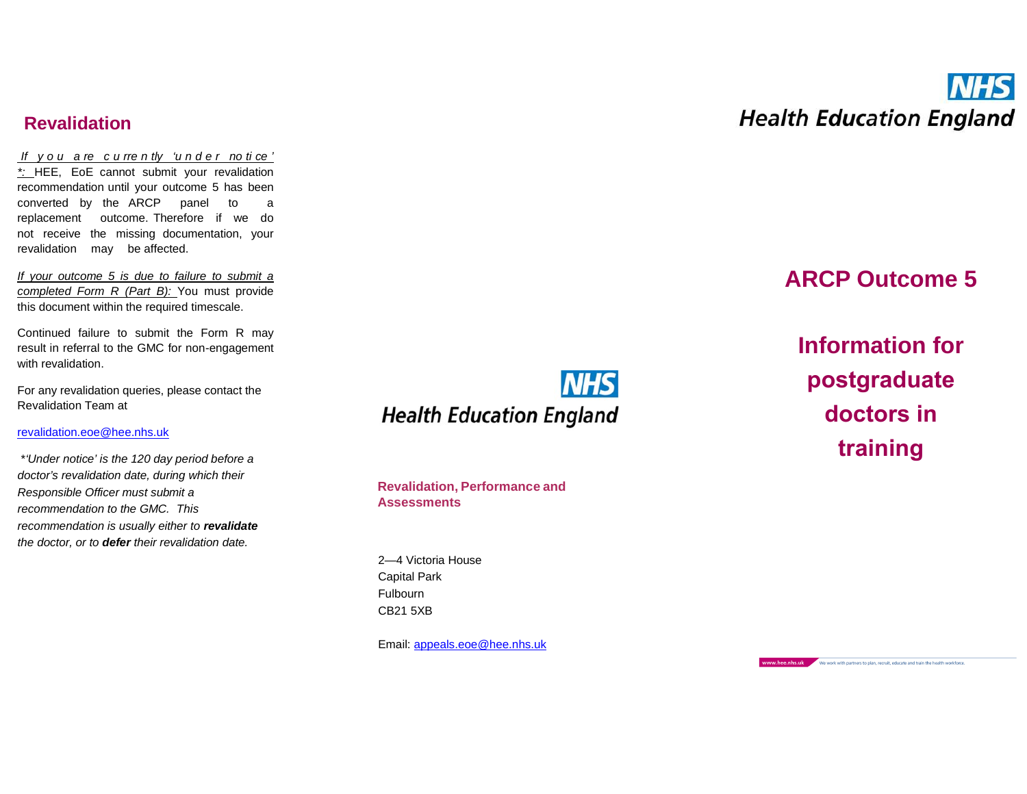## Revalidation

*If you are currently 'under notice' *:* HEE, EoE cannot submit your revalidation recommendation until your outcome 5 has been converted by the ARCP panel to a replacement outcome. Therefore if we do not receive the missing documentation, your revalidation may be affected.

*If your outcome 5 is due to failure to submit a completed Form R (Part B):* You must provide this document within the required timescale.

Continued failure to submit the Form R may result in referral to the GMC for non-engagement with revalidation.

For any revalidation queries, please contact the Revalidation Team at

revalidation.eoe@hee.nhs.uk

*\*'Under notice' is the 120 day period before a doctor's revalidation date, during which their Responsible Officer must submit a recommendation to the GMC. This recommendation is usually either to **revalidate** the doctor, or to **defer** their revalidation date.*

NHS Health Education England

**Revalidation, Performance and Assessments**

2—4 Victoria House
Capital Park
Fulbourn
CB21 5XB

Email: appeals.eoe@hee.nhs.uk

NHS Health Education England

# ARCP Outcome 5

## Information for postgraduate doctors in training

www.hee.nhs.uk We work with partners to plan, recruit, educate and train the health workforce.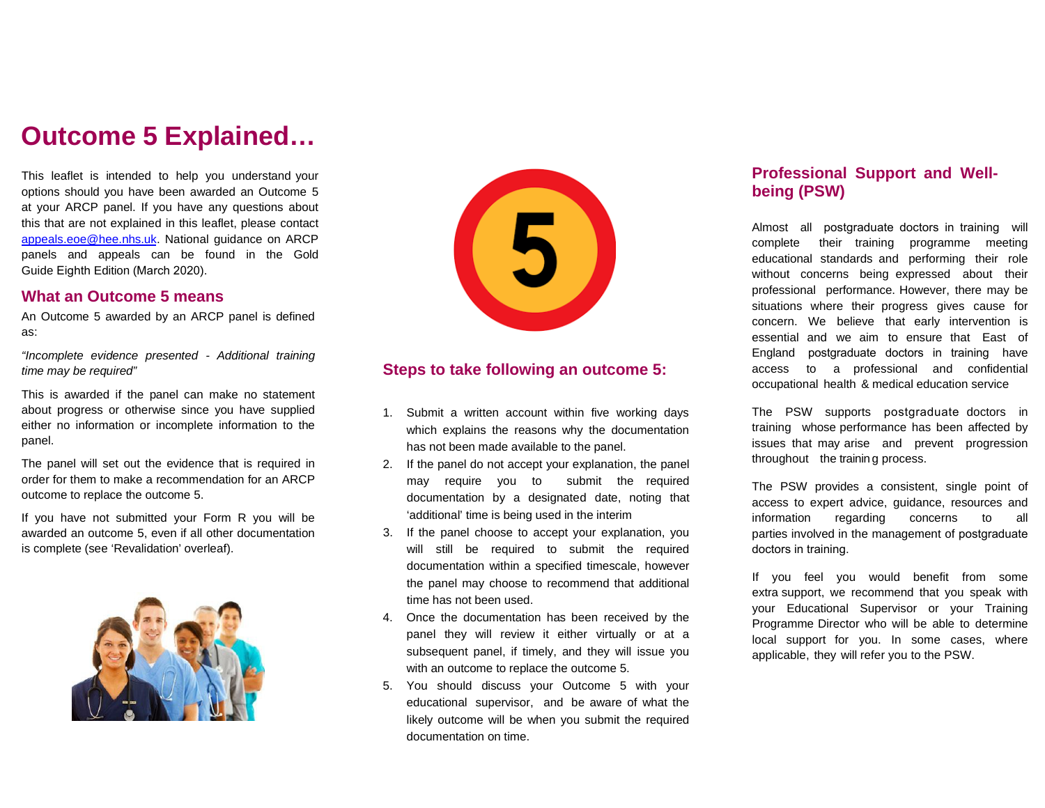# Outcome 5 Explained…

This leaflet is intended to help you understand your options should you have been awarded an Outcome 5 at your ARCP panel. If you have any questions about this that are not explained in this leaflet, please contact [appeals.eoe@hee.nhs.uk](mailto:appeals.eoe@hee.nhs.uk). National guidance on ARCP panels and appeals can be found in the Gold Guide Eighth Edition (March 2020).

## What an Outcome 5 means

An Outcome 5 awarded by an ARCP panel is defined as:

*"Incomplete evidence presented - Additional training time may be required"*

This is awarded if the panel can make no statement about progress or otherwise since you have supplied either no information or incomplete information to the panel.

The panel will set out the evidence that is required in order for them to make a recommendation for an ARCP outcome to replace the outcome 5.

If you have not submitted your Form R you will be awarded an outcome 5, even if all other documentation is complete (see 'Revalidation' overleaf).

## Steps to take following an outcome 5:

1. Submit a written account within five working days which explains the reasons why the documentation has not been made available to the panel.
2. If the panel do not accept your explanation, the panel may require you to submit the required documentation by a designated date, noting that 'additional' time is being used in the interim
3. If the panel choose to accept your explanation, you will still be required to submit the required documentation within a specified timescale, however the panel may choose to recommend that additional time has not been used.
4. Once the documentation has been received by the panel they will review it either virtually or at a subsequent panel, if timely, and they will issue you with an outcome to replace the outcome 5.
5. You should discuss your Outcome 5 with your educational supervisor, and be aware of what the likely outcome will be when you submit the required documentation on time.

## Professional Support and Well-being (PSW)

Almost all postgraduate doctors in training will complete their training programme meeting educational standards and performing their role without concerns being expressed about their professional performance. However, there may be situations where their progress gives cause for concern. We believe that early intervention is essential and we aim to ensure that East of England postgraduate doctors in training have access to a professional and confidential occupational health & medical education service

The PSW supports postgraduate doctors in training whose performance has been affected by issues that may arise and prevent progression throughout the training process.

The PSW provides a consistent, single point of access to expert advice, guidance, resources and information regarding concerns to all parties involved in the management of postgraduate doctors in training.

If you feel you would benefit from some extra support, we recommend that you speak with your Educational Supervisor or your Training Programme Director who will be able to determine local support for you. In some cases, where applicable, they will refer you to the PSW.